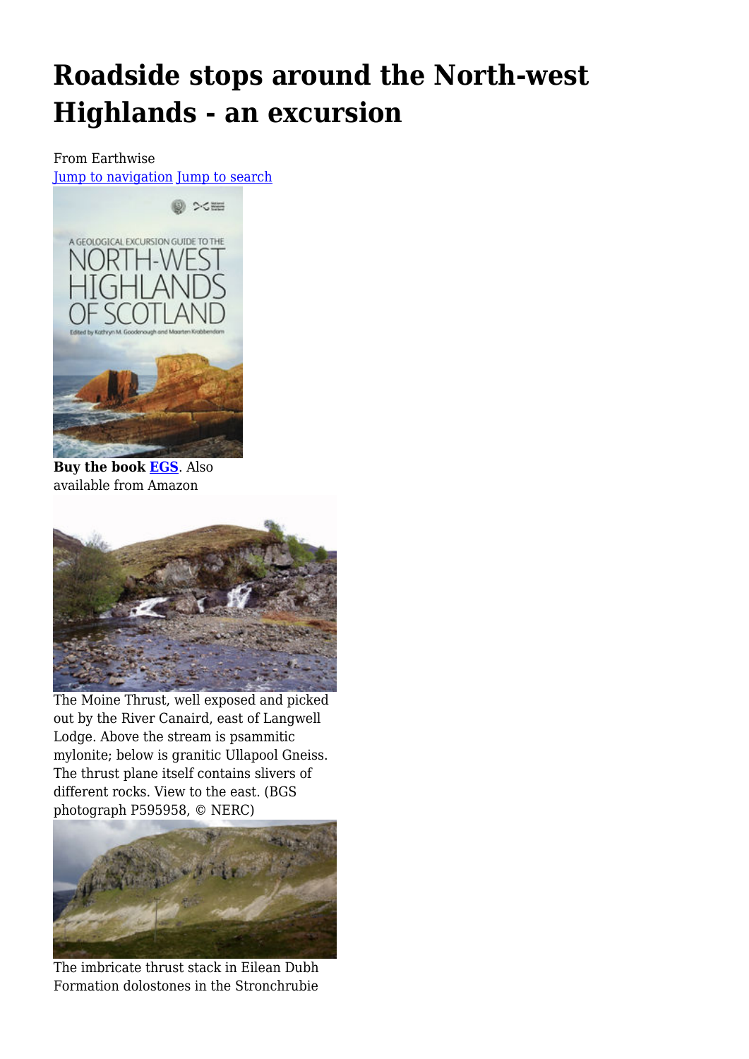# Roadside stops around the North-west Highlands - an excursion

From Earthwise

Jump to navigation Jump to search

**Buy the book EGS**. Also available from Amazon

The Moine Thrust, well exposed and picked out by the River Canaird, east of Langwell Lodge. Above the stream is psammitic mylonite; below is granitic Ullapool Gneiss. The thrust plane itself contains slivers of different rocks. View to the east. (BGS photograph P595958, © NERC)

The imbricate thrust stack in Eilean Dubh Formation dolostones in the Stronchrubie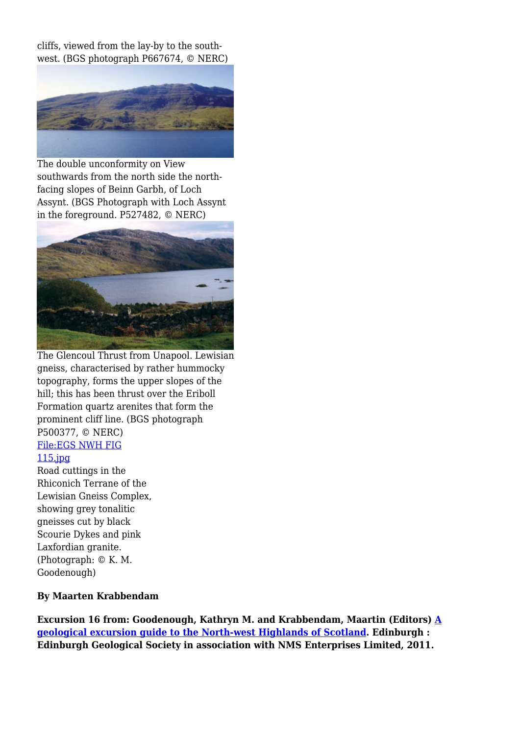cliffs, viewed from the lay-by to the south-west. (BGS photograph P667674, © NERC)

The double unconformity on View southwards from the north side the north-facing slopes of Beinn Garbh, of Loch Assynt. (BGS Photograph with Loch Assynt in the foreground. P527482, © NERC)

The Glencoul Thrust from Unapool. Lewisian gneiss, characterised by rather hummocky topography, forms the upper slopes of the hill; this has been thrust over the Eriboll Formation quartz arenites that form the prominent cliff line. (BGS photograph P500377, © NERC)

[File:EGS NWH FIG 115.jpg]()

Road cuttings in the Rhiconich Terrane of the Lewisian Gneiss Complex, showing grey tonalitic gneisses cut by black Scourie Dykes and pink Laxfordian granite. (Photograph: © K. M. Goodenough)

**By Maarten Krabbendam**

**Excursion 16 from: Goodenough, Kathryn M. and Krabbendam, Maartin (Editors) [A geological excursion guide to the North-west Highlands of Scotland](). Edinburgh : Edinburgh Geological Society in association with NMS Enterprises Limited, 2011.**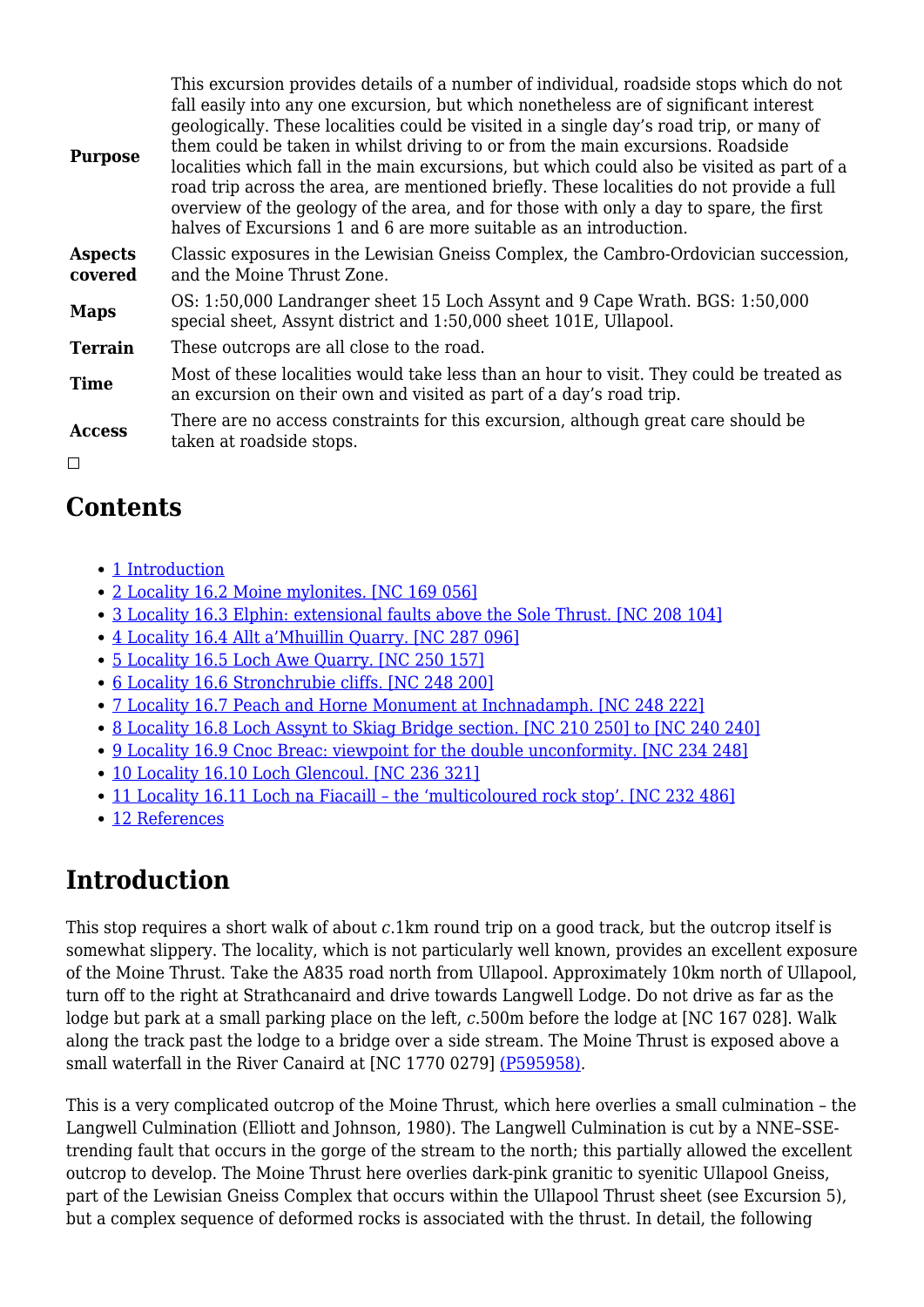| | |
|---|---|
| **Purpose** | This excursion provides details of a number of individual, roadside stops which do not fall easily into any one excursion, but which nonetheless are of significant interest geologically. These localities could be visited in a single day's road trip, or many of them could be taken in whilst driving to or from the main excursions. Roadside localities which fall in the main excursions, but which could also be visited as part of a road trip across the area, are mentioned briefly. These localities do not provide a full overview of the geology of the area, and for those with only a day to spare, the first halves of Excursions 1 and 6 are more suitable as an introduction. |
| **Aspects covered** | Classic exposures in the Lewisian Gneiss Complex, the Cambro-Ordovician succession, and the Moine Thrust Zone. |
| **Maps** | OS: 1:50,000 Landranger sheet 15 Loch Assynt and 9 Cape Wrath. BGS: 1:50,000 special sheet, Assynt district and 1:50,000 sheet 101E, Ullapool. |
| **Terrain** | These outcrops are all close to the road. |
| **Time** | Most of these localities would take less than an hour to visit. They could be treated as an excursion on their own and visited as part of a day's road trip. |
| **Access** | There are no access constraints for this excursion, although great care should be taken at roadside stops. |

## Contents

- 1 Introduction
- 2 Locality 16.2 Moine mylonites. [NC 169 056]
- 3 Locality 16.3 Elphin: extensional faults above the Sole Thrust. [NC 208 104]
- 4 Locality 16.4 Allt a'Mhuillin Quarry. [NC 287 096]
- 5 Locality 16.5 Loch Awe Quarry. [NC 250 157]
- 6 Locality 16.6 Stronchrubie cliffs. [NC 248 200]
- 7 Locality 16.7 Peach and Horne Monument at Inchnadamph. [NC 248 222]
- 8 Locality 16.8 Loch Assynt to Skiag Bridge section. [NC 210 250] to [NC 240 240]
- 9 Locality 16.9 Cnoc Breac: viewpoint for the double unconformity. [NC 234 248]
- 10 Locality 16.10 Loch Glencoul. [NC 236 321]
- 11 Locality 16.11 Loch na Fiacaill – the 'multicoloured rock stop'. [NC 232 486]
- 12 References

## Introduction

This stop requires a short walk of about *c*.1km round trip on a good track, but the outcrop itself is somewhat slippery. The locality, which is not particularly well known, provides an excellent exposure of the Moine Thrust. Take the A835 road north from Ullapool. Approximately 10km north of Ullapool, turn off to the right at Strathcanaird and drive towards Langwell Lodge. Do not drive as far as the lodge but park at a small parking place on the left, *c*.500m before the lodge at [NC 167 028]. Walk along the track past the lodge to a bridge over a side stream. The Moine Thrust is exposed above a small waterfall in the River Canaird at [NC 1770 0279] (P595958).

This is a very complicated outcrop of the Moine Thrust, which here overlies a small culmination – the Langwell Culmination (Elliott and Johnson, 1980). The Langwell Culmination is cut by a NNE–SSE-trending fault that occurs in the gorge of the stream to the north; this partially allowed the excellent outcrop to develop. The Moine Thrust here overlies dark-pink granitic to syenitic Ullapool Gneiss, part of the Lewisian Gneiss Complex that occurs within the Ullapool Thrust sheet (see Excursion 5), but a complex sequence of deformed rocks is associated with the thrust. In detail, the following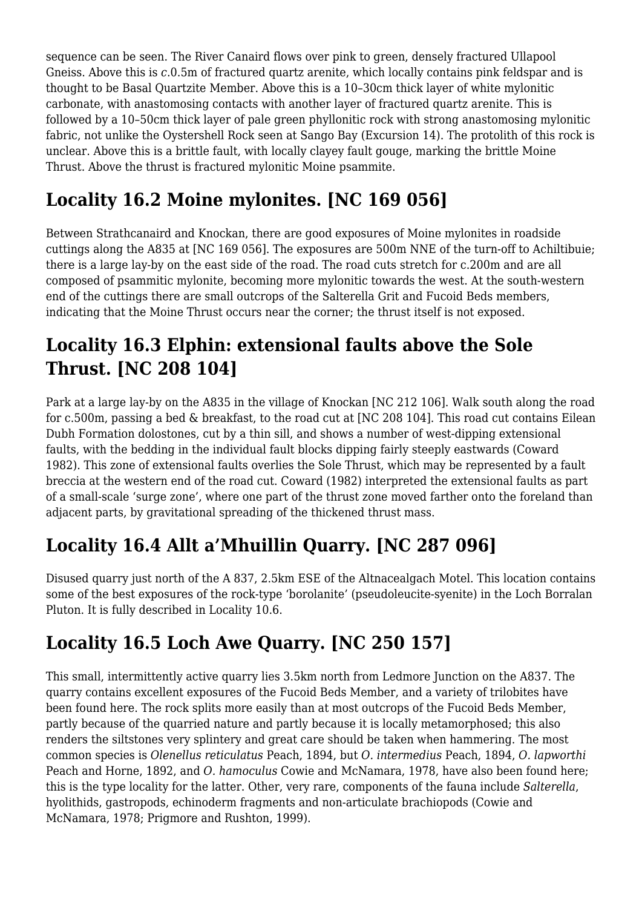sequence can be seen. The River Canaird flows over pink to green, densely fractured Ullapool Gneiss. Above this is *c*.0.5m of fractured quartz arenite, which locally contains pink feldspar and is thought to be Basal Quartzite Member. Above this is a 10–30cm thick layer of white mylonitic carbonate, with anastomosing contacts with another layer of fractured quartz arenite. This is followed by a 10–50cm thick layer of pale green phyllonitic rock with strong anastomosing mylonitic fabric, not unlike the Oystershell Rock seen at Sango Bay (Excursion 14). The protolith of this rock is unclear. Above this is a brittle fault, with locally clayey fault gouge, marking the brittle Moine Thrust. Above the thrust is fractured mylonitic Moine psammite.

## Locality 16.2 Moine mylonites. [NC 169 056]

Between Strathcanaird and Knockan, there are good exposures of Moine mylonites in roadside cuttings along the A835 at [NC 169 056]. The exposures are 500m NNE of the turn-off to Achiltibuie; there is a large lay-by on the east side of the road. The road cuts stretch for c.200m and are all composed of psammitic mylonite, becoming more mylonitic towards the west. At the south-western end of the cuttings there are small outcrops of the Salterella Grit and Fucoid Beds members, indicating that the Moine Thrust occurs near the corner; the thrust itself is not exposed.

## Locality 16.3 Elphin: extensional faults above the Sole Thrust. [NC 208 104]

Park at a large lay-by on the A835 in the village of Knockan [NC 212 106]. Walk south along the road for c.500m, passing a bed & breakfast, to the road cut at [NC 208 104]. This road cut contains Eilean Dubh Formation dolostones, cut by a thin sill, and shows a number of west-dipping extensional faults, with the bedding in the individual fault blocks dipping fairly steeply eastwards (Coward 1982). This zone of extensional faults overlies the Sole Thrust, which may be represented by a fault breccia at the western end of the road cut. Coward (1982) interpreted the extensional faults as part of a small-scale 'surge zone', where one part of the thrust zone moved farther onto the foreland than adjacent parts, by gravitational spreading of the thickened thrust mass.

## Locality 16.4 Allt a'Mhuillin Quarry. [NC 287 096]

Disused quarry just north of the A 837, 2.5km ESE of the Altnacealgach Motel. This location contains some of the best exposures of the rock-type 'borolanite' (pseudoleucite-syenite) in the Loch Borralan Pluton. It is fully described in Locality 10.6.

## Locality 16.5 Loch Awe Quarry. [NC 250 157]

This small, intermittently active quarry lies 3.5km north from Ledmore Junction on the A837. The quarry contains excellent exposures of the Fucoid Beds Member, and a variety of trilobites have been found here. The rock splits more easily than at most outcrops of the Fucoid Beds Member, partly because of the quarried nature and partly because it is locally metamorphosed; this also renders the siltstones very splintery and great care should be taken when hammering. The most common species is *Olenellus reticulatus* Peach, 1894, but *O. intermedius* Peach, 1894, *O. lapworthi* Peach and Horne, 1892, and *O. hamoculus* Cowie and McNamara, 1978, have also been found here; this is the type locality for the latter. Other, very rare, components of the fauna include *Salterella*, hyolithids, gastropods, echinoderm fragments and non-articulate brachiopods (Cowie and McNamara, 1978; Prigmore and Rushton, 1999).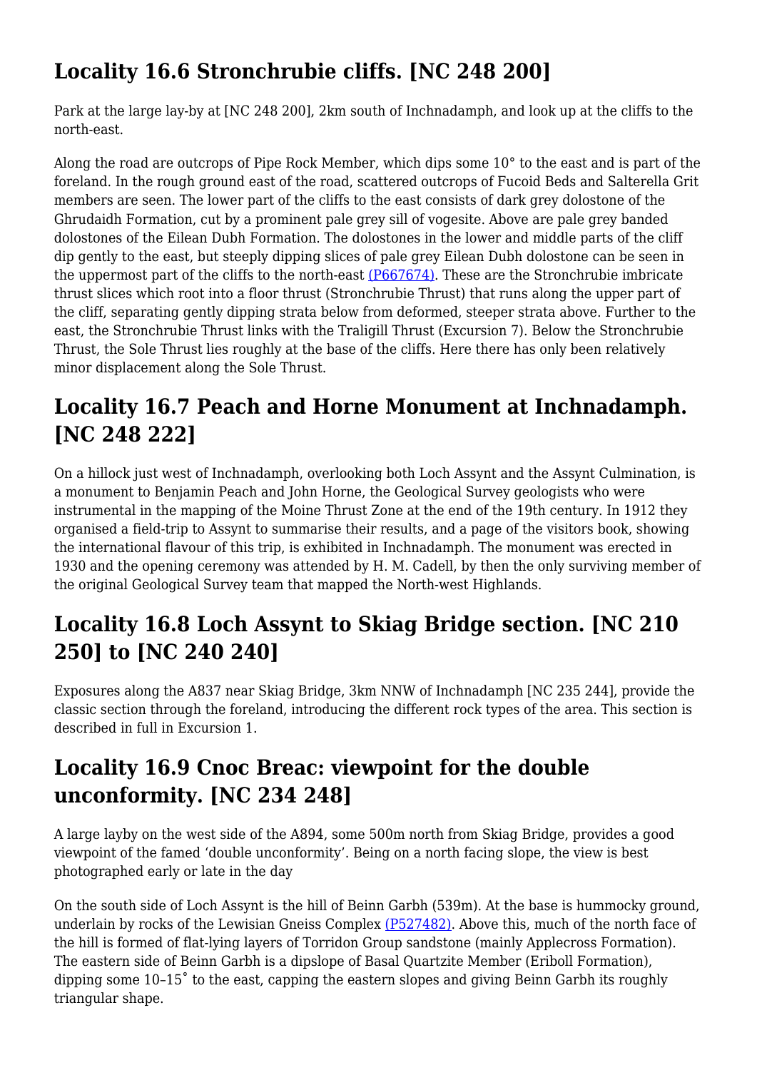## Locality 16.6 Stronchrubie cliffs. [NC 248 200]

Park at the large lay-by at [NC 248 200], 2km south of Inchnadamph, and look up at the cliffs to the north-east.

Along the road are outcrops of Pipe Rock Member, which dips some 10° to the east and is part of the foreland. In the rough ground east of the road, scattered outcrops of Fucoid Beds and Salterella Grit members are seen. The lower part of the cliffs to the east consists of dark grey dolostone of the Ghrudaidh Formation, cut by a prominent pale grey sill of vogesite. Above are pale grey banded dolostones of the Eilean Dubh Formation. The dolostones in the lower and middle parts of the cliff dip gently to the east, but steeply dipping slices of pale grey Eilean Dubh dolostone can be seen in the uppermost part of the cliffs to the north-east (P667674). These are the Stronchrubie imbricate thrust slices which root into a floor thrust (Stronchrubie Thrust) that runs along the upper part of the cliff, separating gently dipping strata below from deformed, steeper strata above. Further to the east, the Stronchrubie Thrust links with the Traligill Thrust (Excursion 7). Below the Stronchrubie Thrust, the Sole Thrust lies roughly at the base of the cliffs. Here there has only been relatively minor displacement along the Sole Thrust.

## Locality 16.7 Peach and Horne Monument at Inchnadamph. [NC 248 222]

On a hillock just west of Inchnadamph, overlooking both Loch Assynt and the Assynt Culmination, is a monument to Benjamin Peach and John Horne, the Geological Survey geologists who were instrumental in the mapping of the Moine Thrust Zone at the end of the 19th century. In 1912 they organised a field-trip to Assynt to summarise their results, and a page of the visitors book, showing the international flavour of this trip, is exhibited in Inchnadamph. The monument was erected in 1930 and the opening ceremony was attended by H. M. Cadell, by then the only surviving member of the original Geological Survey team that mapped the North-west Highlands.

## Locality 16.8 Loch Assynt to Skiag Bridge section. [NC 210 250] to [NC 240 240]

Exposures along the A837 near Skiag Bridge, 3km NNW of Inchnadamph [NC 235 244], provide the classic section through the foreland, introducing the different rock types of the area. This section is described in full in Excursion 1.

## Locality 16.9 Cnoc Breac: viewpoint for the double unconformity. [NC 234 248]

A large layby on the west side of the A894, some 500m north from Skiag Bridge, provides a good viewpoint of the famed 'double unconformity'. Being on a north facing slope, the view is best photographed early or late in the day

On the south side of Loch Assynt is the hill of Beinn Garbh (539m). At the base is hummocky ground, underlain by rocks of the Lewisian Gneiss Complex (P527482). Above this, much of the north face of the hill is formed of flat-lying layers of Torridon Group sandstone (mainly Applecross Formation). The eastern side of Beinn Garbh is a dipslope of Basal Quartzite Member (Eriboll Formation), dipping some 10–15˚ to the east, capping the eastern slopes and giving Beinn Garbh its roughly triangular shape.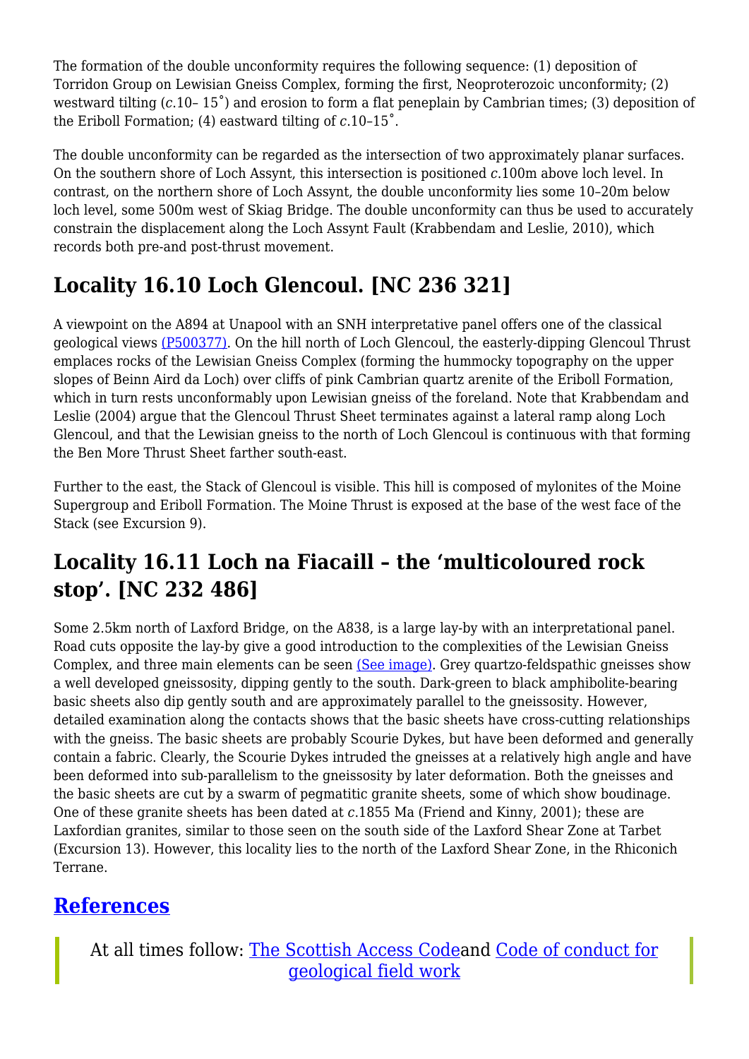The formation of the double unconformity requires the following sequence: (1) deposition of Torridon Group on Lewisian Gneiss Complex, forming the first, Neoproterozoic unconformity; (2) westward tilting (*c*.10– 15˚) and erosion to form a flat peneplain by Cambrian times; (3) deposition of the Eriboll Formation; (4) eastward tilting of *c*.10–15˚.

The double unconformity can be regarded as the intersection of two approximately planar surfaces. On the southern shore of Loch Assynt, this intersection is positioned *c*.100m above loch level. In contrast, on the northern shore of Loch Assynt, the double unconformity lies some 10–20m below loch level, some 500m west of Skiag Bridge. The double unconformity can thus be used to accurately constrain the displacement along the Loch Assynt Fault (Krabbendam and Leslie, 2010), which records both pre-and post-thrust movement.

## Locality 16.10 Loch Glencoul. [NC 236 321]

A viewpoint on the A894 at Unapool with an SNH interpretative panel offers one of the classical geological views (P500377). On the hill north of Loch Glencoul, the easterly-dipping Glencoul Thrust emplaces rocks of the Lewisian Gneiss Complex (forming the hummocky topography on the upper slopes of Beinn Aird da Loch) over cliffs of pink Cambrian quartz arenite of the Eriboll Formation, which in turn rests unconformably upon Lewisian gneiss of the foreland. Note that Krabbendam and Leslie (2004) argue that the Glencoul Thrust Sheet terminates against a lateral ramp along Loch Glencoul, and that the Lewisian gneiss to the north of Loch Glencoul is continuous with that forming the Ben More Thrust Sheet farther south-east.

Further to the east, the Stack of Glencoul is visible. This hill is composed of mylonites of the Moine Supergroup and Eriboll Formation. The Moine Thrust is exposed at the base of the west face of the Stack (see Excursion 9).

## Locality 16.11 Loch na Fiacaill – the ‘multicoloured rock stop’. [NC 232 486]

Some 2.5km north of Laxford Bridge, on the A838, is a large lay-by with an interpretational panel. Road cuts opposite the lay-by give a good introduction to the complexities of the Lewisian Gneiss Complex, and three main elements can be seen (See image). Grey quartzo-feldspathic gneisses show a well developed gneissosity, dipping gently to the south. Dark-green to black amphibolite-bearing basic sheets also dip gently south and are approximately parallel to the gneissosity. However, detailed examination along the contacts shows that the basic sheets have cross-cutting relationships with the gneiss. The basic sheets are probably Scourie Dykes, but have been deformed and generally contain a fabric. Clearly, the Scourie Dykes intruded the gneisses at a relatively high angle and have been deformed into sub-parallelism to the gneissosity by later deformation. Both the gneisses and the basic sheets are cut by a swarm of pegmatitic granite sheets, some of which show boudinage. One of these granite sheets has been dated at *c*.1855 Ma (Friend and Kinny, 2001); these are Laxfordian granites, similar to those seen on the south side of the Laxford Shear Zone at Tarbet (Excursion 13). However, this locality lies to the north of the Laxford Shear Zone, in the Rhiconich Terrane.

## References

> At all times follow: The Scottish Access Codeand Code of conduct for geological field work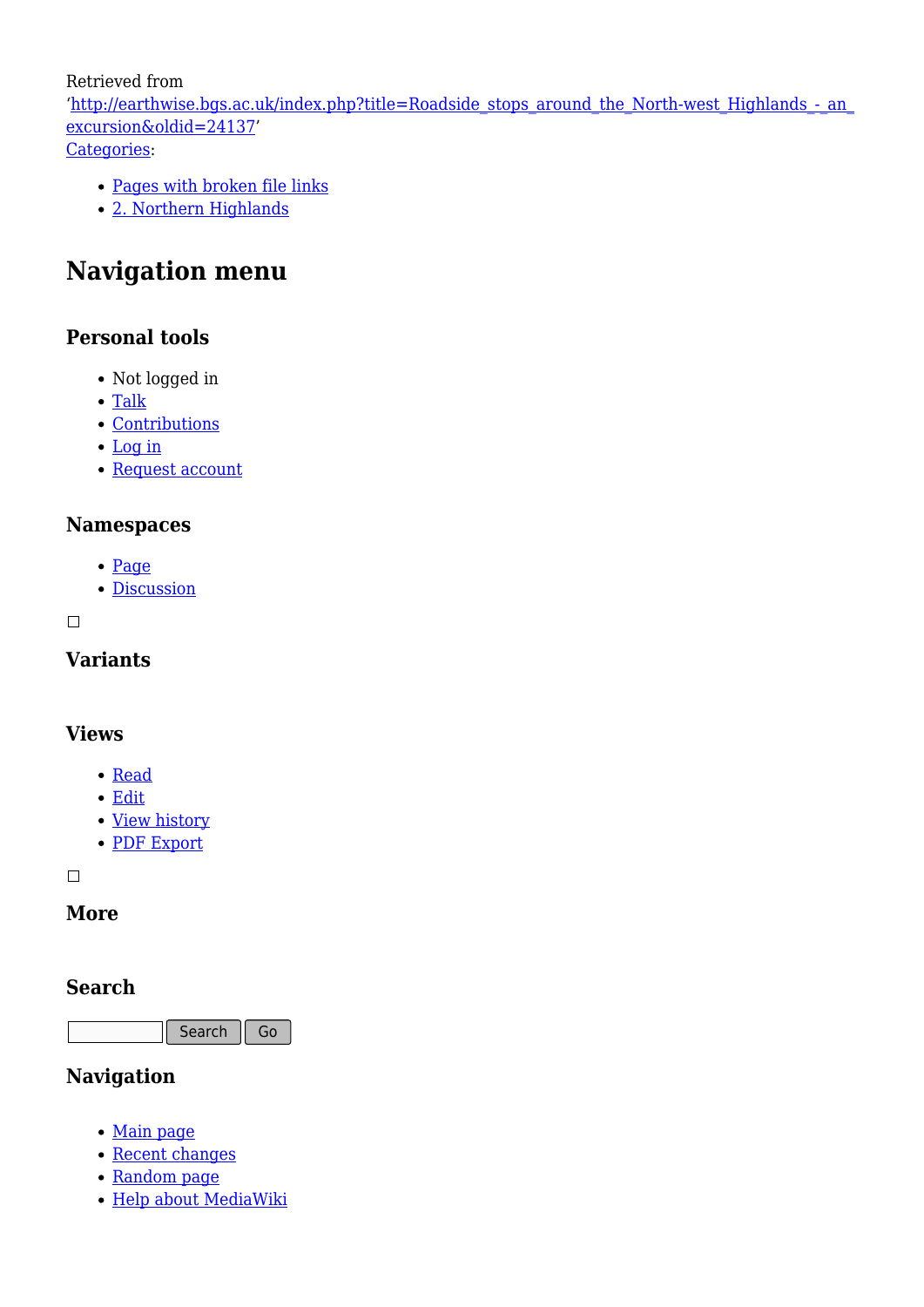Retrieved from
'http://earthwise.bgs.ac.uk/index.php?title=Roadside_stops_around_the_North-west_Highlands_-_an_excursion&oldid=24137'
Categories:

- Pages with broken file links
- 2. Northern Highlands

# Navigation menu

## Personal tools

- Not logged in
- Talk
- Contributions
- Log in
- Request account

## Namespaces

- Page
- Discussion

## Variants

## Views

- Read
- Edit
- View history
- PDF Export

## More

## Search

Search Go

## Navigation

- Main page
- Recent changes
- Random page
- Help about MediaWiki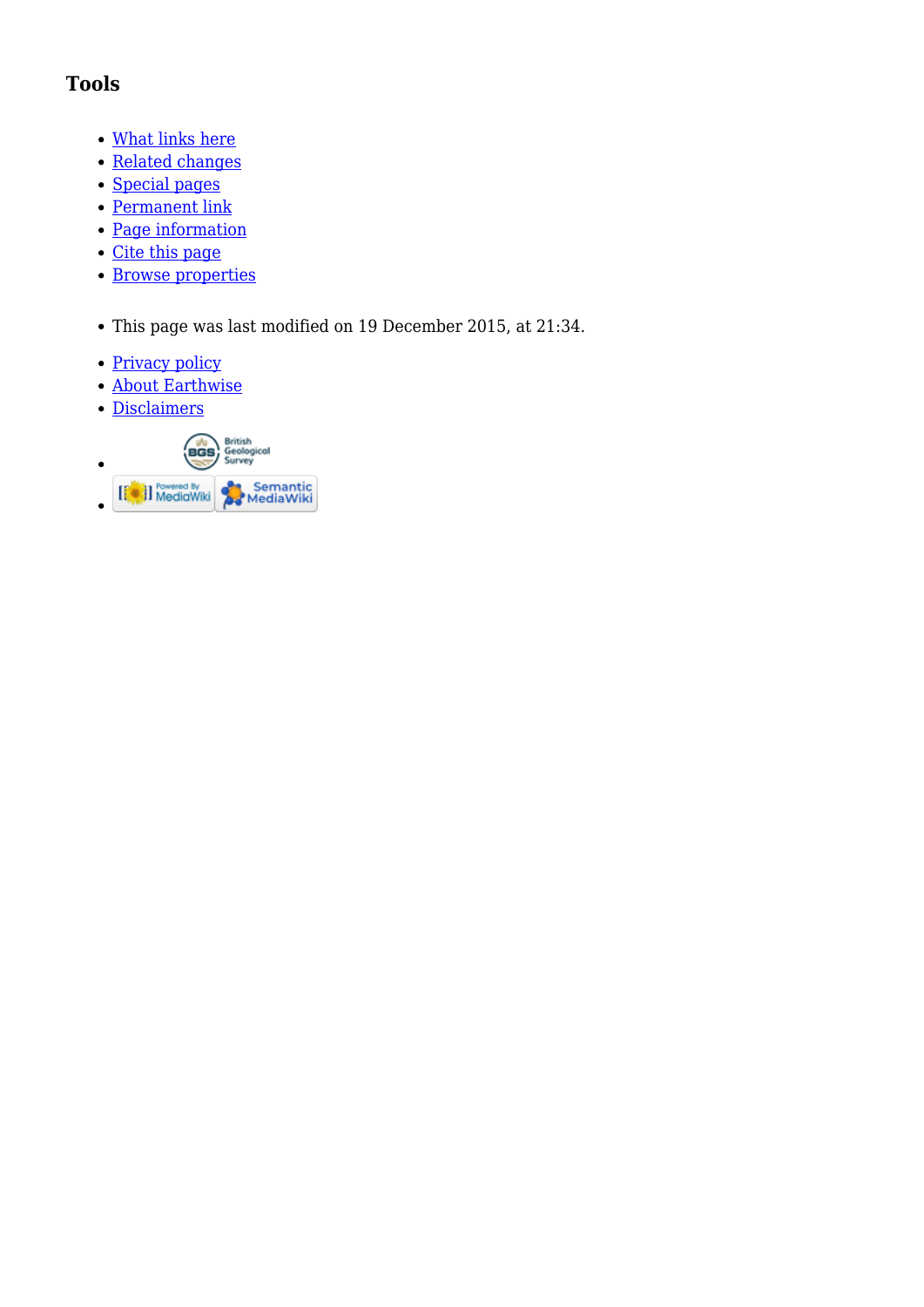## Tools

- What links here
- Related changes
- Special pages
- Permanent link
- Page information
- Cite this page
- Browse properties

- This page was last modified on 19 December 2015, at 21:34.

- Privacy policy
- About Earthwise
- Disclaimers